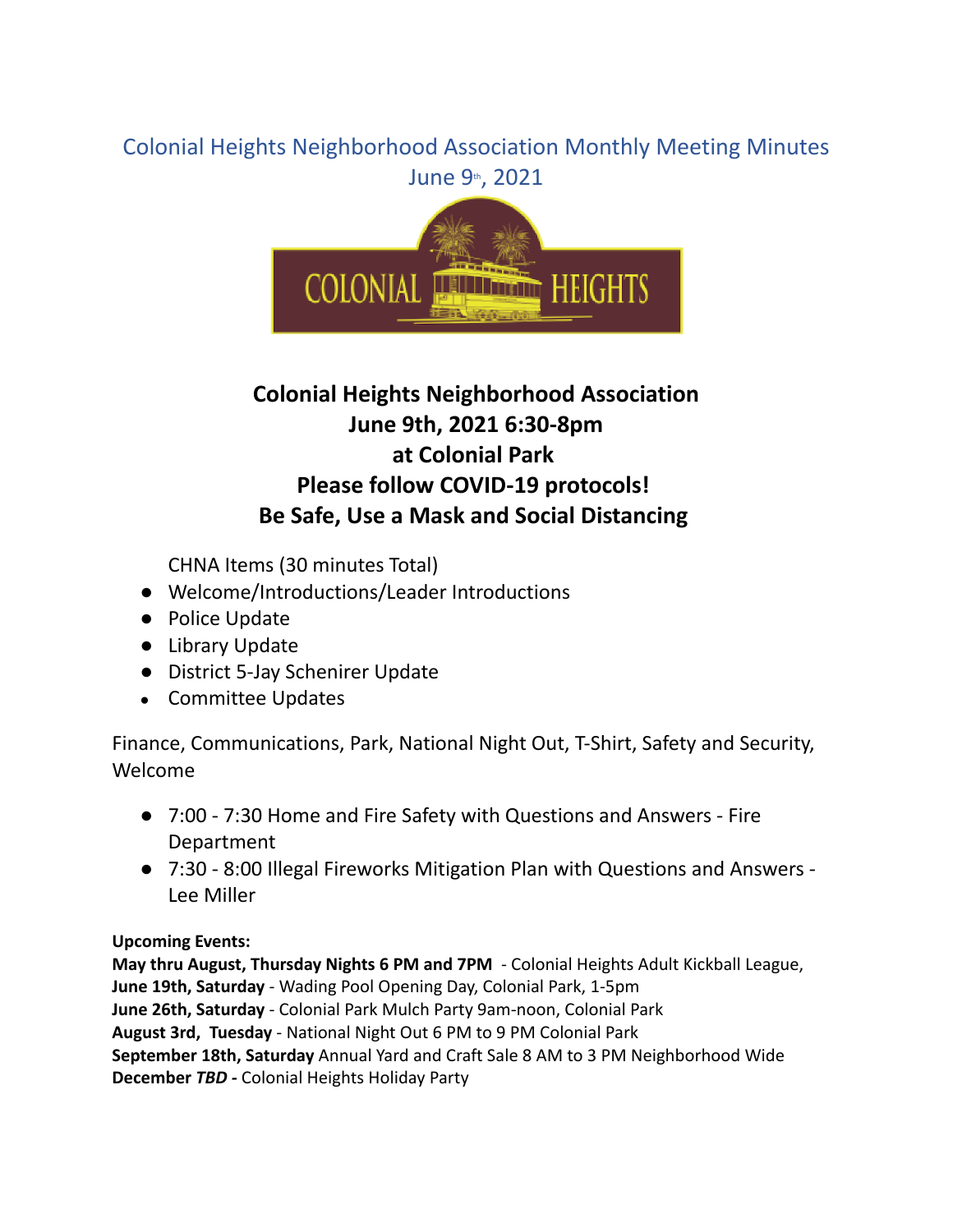# Colonial Heights Neighborhood Association Monthly Meeting Minutes

June 9th, 2021

COLONIAL HEIGHTS

## Colonial Heights Neighborhood Association
## June 9th, 2021 6:30-8pm
## at Colonial Park
## Please follow COVID-19 protocols!
## Be Safe, Use a Mask and Social Distancing

CHNA Items (30 minutes Total)

- Welcome/Introductions/Leader Introductions
- Police Update
- Library Update
- District 5-Jay Schenirer Update
- Committee Updates

Finance, Communications, Park, National Night Out, T-Shirt, Safety and Security, Welcome

- 7:00 - 7:30 Home and Fire Safety with Questions and Answers - Fire Department
- 7:30 - 8:00 Illegal Fireworks Mitigation Plan with Questions and Answers - Lee Miller

**Upcoming Events:**
**May thru August, Thursday Nights 6 PM and 7PM** - Colonial Heights Adult Kickball League,
**June 19th, Saturday** - Wading Pool Opening Day, Colonial Park, 1-5pm
**June 26th, Saturday** - Colonial Park Mulch Party 9am-noon, Colonial Park
**August 3rd, Tuesday** - National Night Out 6 PM to 9 PM Colonial Park
**September 18th, Saturday** Annual Yard and Craft Sale 8 AM to 3 PM Neighborhood Wide
**December *TBD* -** Colonial Heights Holiday Party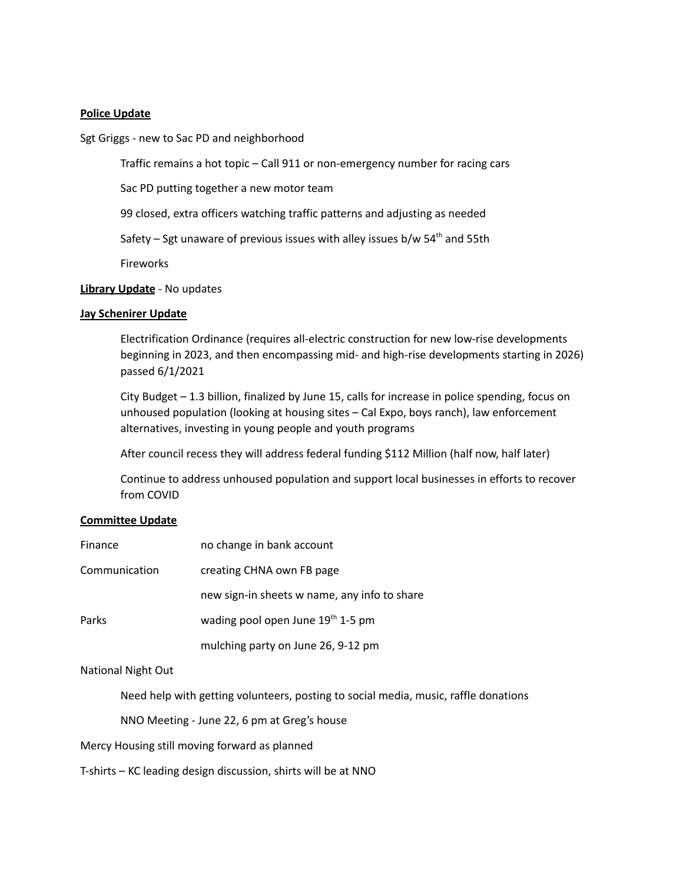**Police Update**

Sgt Griggs - new to Sac PD and neighborhood

> Traffic remains a hot topic – Call 911 or non-emergency number for racing cars
>
> Sac PD putting together a new motor team
>
> 99 closed, extra officers watching traffic patterns and adjusting as needed
>
> Safety – Sgt unaware of previous issues with alley issues b/w 54th and 55th
>
> Fireworks

**Library Update** - No updates

**Jay Schenirer Update**

> Electrification Ordinance (requires all-electric construction for new low-rise developments beginning in 2023, and then encompassing mid- and high-rise developments starting in 2026) passed 6/1/2021
>
> City Budget – 1.3 billion, finalized by June 15, calls for increase in police spending, focus on unhoused population (looking at housing sites – Cal Expo, boys ranch), law enforcement alternatives, investing in young people and youth programs
>
> After council recess they will address federal funding $112 Million (half now, half later)
>
> Continue to address unhoused population and support local businesses in efforts to recover from COVID

**Committee Update**

| | |
|---|---|
| Finance | no change in bank account |
| Communication | creating CHNA own FB page |
| | new sign-in sheets w name, any info to share |
| Parks | wading pool open June 19th 1-5 pm |
| | mulching party on June 26, 9-12 pm |

National Night Out

> Need help with getting volunteers, posting to social media, music, raffle donations
>
> NNO Meeting - June 22, 6 pm at Greg's house

Mercy Housing still moving forward as planned

T-shirts – KC leading design discussion, shirts will be at NNO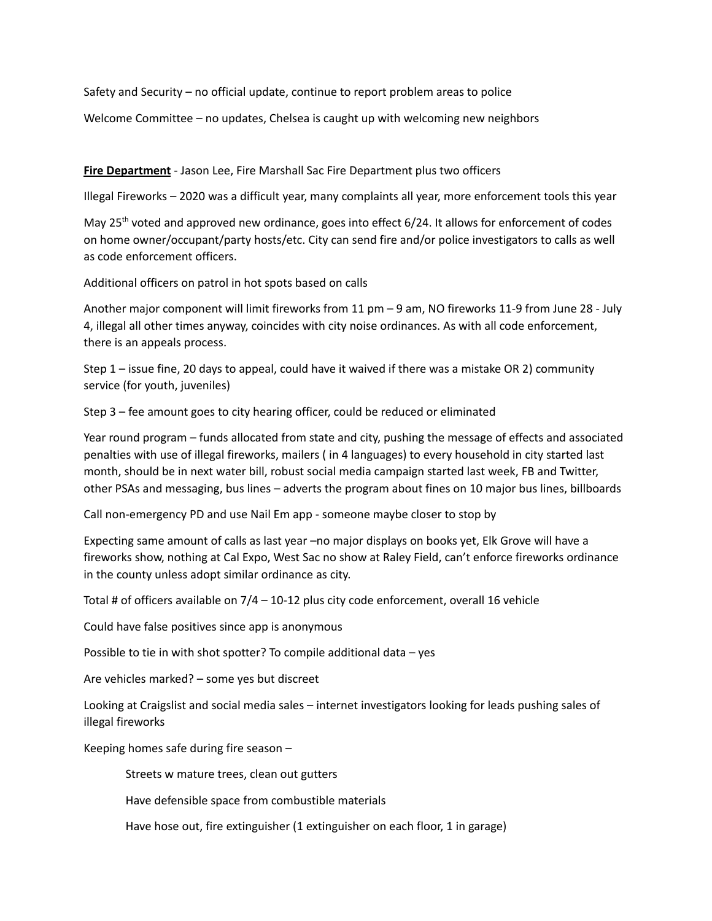Safety and Security – no official update, continue to report problem areas to police

Welcome Committee – no updates, Chelsea is caught up with welcoming new neighbors

**Fire Department** - Jason Lee, Fire Marshall Sac Fire Department plus two officers

Illegal Fireworks – 2020 was a difficult year, many complaints all year, more enforcement tools this year

May 25th voted and approved new ordinance, goes into effect 6/24. It allows for enforcement of codes on home owner/occupant/party hosts/etc. City can send fire and/or police investigators to calls as well as code enforcement officers.

Additional officers on patrol in hot spots based on calls

Another major component will limit fireworks from 11 pm – 9 am, NO fireworks 11-9 from June 28 - July 4, illegal all other times anyway, coincides with city noise ordinances. As with all code enforcement, there is an appeals process.

Step 1 – issue fine, 20 days to appeal, could have it waived if there was a mistake OR 2) community service (for youth, juveniles)

Step 3 – fee amount goes to city hearing officer, could be reduced or eliminated

Year round program – funds allocated from state and city, pushing the message of effects and associated penalties with use of illegal fireworks, mailers ( in 4 languages) to every household in city started last month, should be in next water bill, robust social media campaign started last week, FB and Twitter, other PSAs and messaging, bus lines – adverts the program about fines on 10 major bus lines, billboards

Call non-emergency PD and use Nail Em app - someone maybe closer to stop by

Expecting same amount of calls as last year –no major displays on books yet, Elk Grove will have a fireworks show, nothing at Cal Expo, West Sac no show at Raley Field, can't enforce fireworks ordinance in the county unless adopt similar ordinance as city.

Total # of officers available on 7/4 – 10-12 plus city code enforcement, overall 16 vehicle

Could have false positives since app is anonymous

Possible to tie in with shot spotter? To compile additional data – yes

Are vehicles marked? – some yes but discreet

Looking at Craigslist and social media sales – internet investigators looking for leads pushing sales of illegal fireworks

Keeping homes safe during fire season –

- Streets w mature trees, clean out gutters
- Have defensible space from combustible materials
- Have hose out, fire extinguisher (1 extinguisher on each floor, 1 in garage)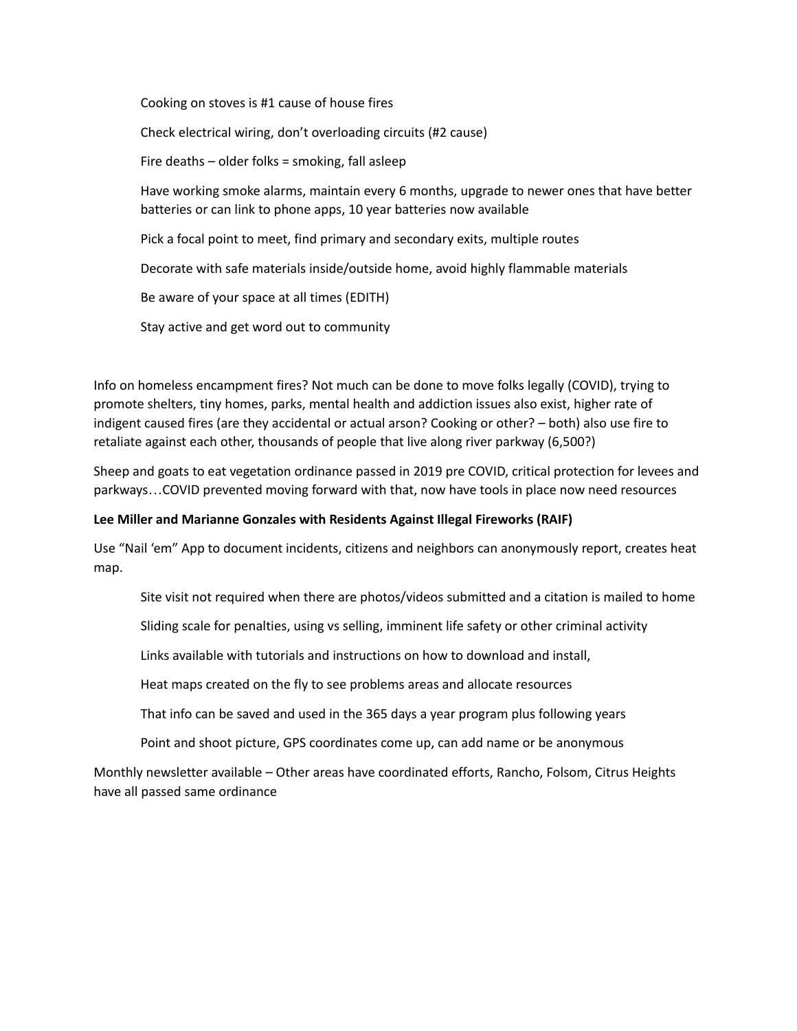- Cooking on stoves is #1 cause of house fires
- Check electrical wiring, don't overloading circuits (#2 cause)
- Fire deaths – older folks = smoking, fall asleep
- Have working smoke alarms, maintain every 6 months, upgrade to newer ones that have better batteries or can link to phone apps, 10 year batteries now available
- Pick a focal point to meet, find primary and secondary exits, multiple routes
- Decorate with safe materials inside/outside home, avoid highly flammable materials
- Be aware of your space at all times (EDITH)
- Stay active and get word out to community

Info on homeless encampment fires? Not much can be done to move folks legally (COVID), trying to promote shelters, tiny homes, parks, mental health and addiction issues also exist, higher rate of indigent caused fires (are they accidental or actual arson? Cooking or other? – both) also use fire to retaliate against each other, thousands of people that live along river parkway (6,500?)

Sheep and goats to eat vegetation ordinance passed in 2019 pre COVID, critical protection for levees and parkways…COVID prevented moving forward with that, now have tools in place now need resources

**Lee Miller and Marianne Gonzales with Residents Against Illegal Fireworks (RAIF)**

Use "Nail 'em" App to document incidents, citizens and neighbors can anonymously report, creates heat map.

- Site visit not required when there are photos/videos submitted and a citation is mailed to home
- Sliding scale for penalties, using vs selling, imminent life safety or other criminal activity
- Links available with tutorials and instructions on how to download and install,
- Heat maps created on the fly to see problems areas and allocate resources
- That info can be saved and used in the 365 days a year program plus following years
- Point and shoot picture, GPS coordinates come up, can add name or be anonymous

Monthly newsletter available – Other areas have coordinated efforts, Rancho, Folsom, Citrus Heights have all passed same ordinance